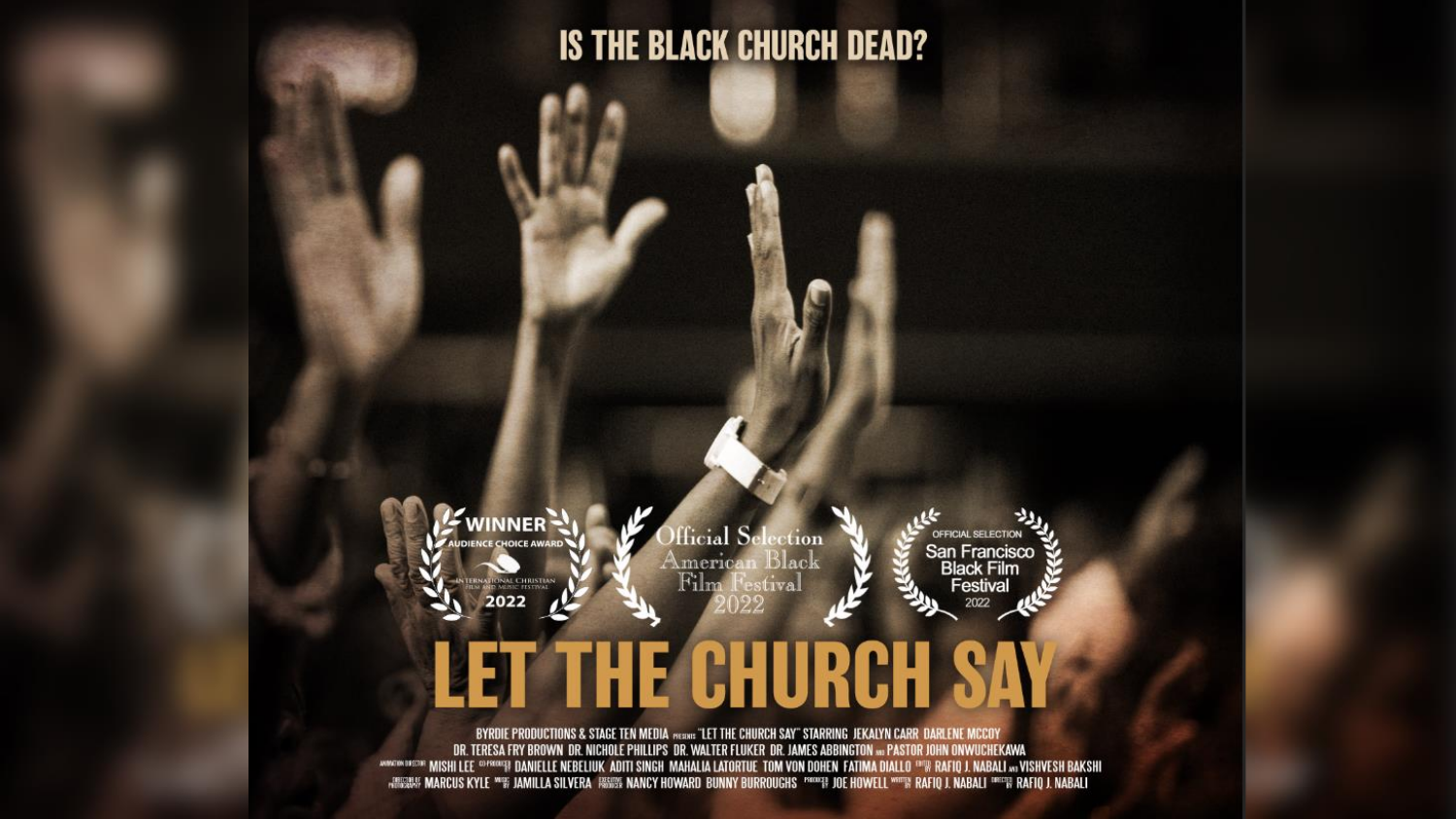IS THE BLACK CHURCH DEAD?

WINNER
AUDIENCE CHOICE AWARD
INTERNATIONAL CHRISTIAN FILM AND MUSIC FESTIVAL
2022

Official Selection
American Black Film Festival
2022

OFFICIAL SELECTION
San Francisco Black Film Festival
2022

# LET THE CHURCH SAY

BYRDIE PRODUCTIONS & STAGE TEN MEDIA PRESENTS "LET THE CHURCH SAY" STARRING JEKALYN CARR DARLENE MCCOY DR. TERESA FRY BROWN DR. NICHOLE PHILLIPS DR. WALTER FLUKER DR. JAMES ABBINGTON AND PASTOR JOHN ONWUCHEKAWA ANIMATION DIRECTORS MISHI LEE CO-PRODUCED BY DANIELLE NEBELIUK ADITI SINGH MAHALIA LATORTUE TOM VON DOHEN FATIMA DIALLO EDITED BY RAFIQ J. NABALI AND VISHVESH BAKSHI DIRECTOR OF PHOTOGRAPHY MARCUS KYLE MUSIC BY JAMILLA SILVERA EXECUTIVE PRODUCER NANCY HOWARD BUNNY BURROUGHS PRODUCED BY JOE HOWELL WRITTEN BY RAFIQ J. NABALI DIRECTED BY RAFIQ J. NABALI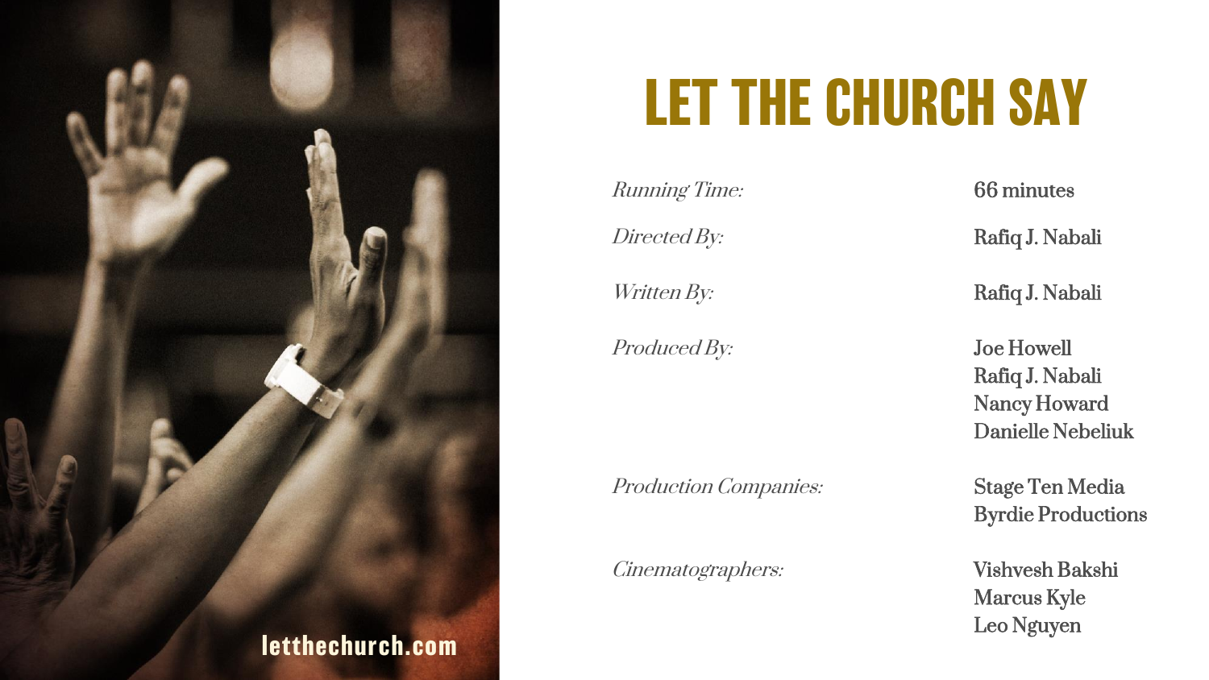letthechurch.com

# LET THE CHURCH SAY

| | |
|---|---|
| *Running Time:* | 66 minutes |
| *Directed By:* | Rafiq J. Nabali |
| *Written By:* | Rafiq J. Nabali |
| *Produced By:* | Joe Howell<br>Rafiq J. Nabali<br>Nancy Howard<br>Danielle Nebeliuk |
| *Production Companies:* | Stage Ten Media<br>Byrdie Productions |
| *Cinematographers:* | Vishvesh Bakshi<br>Marcus Kyle<br>Leo Nguyen |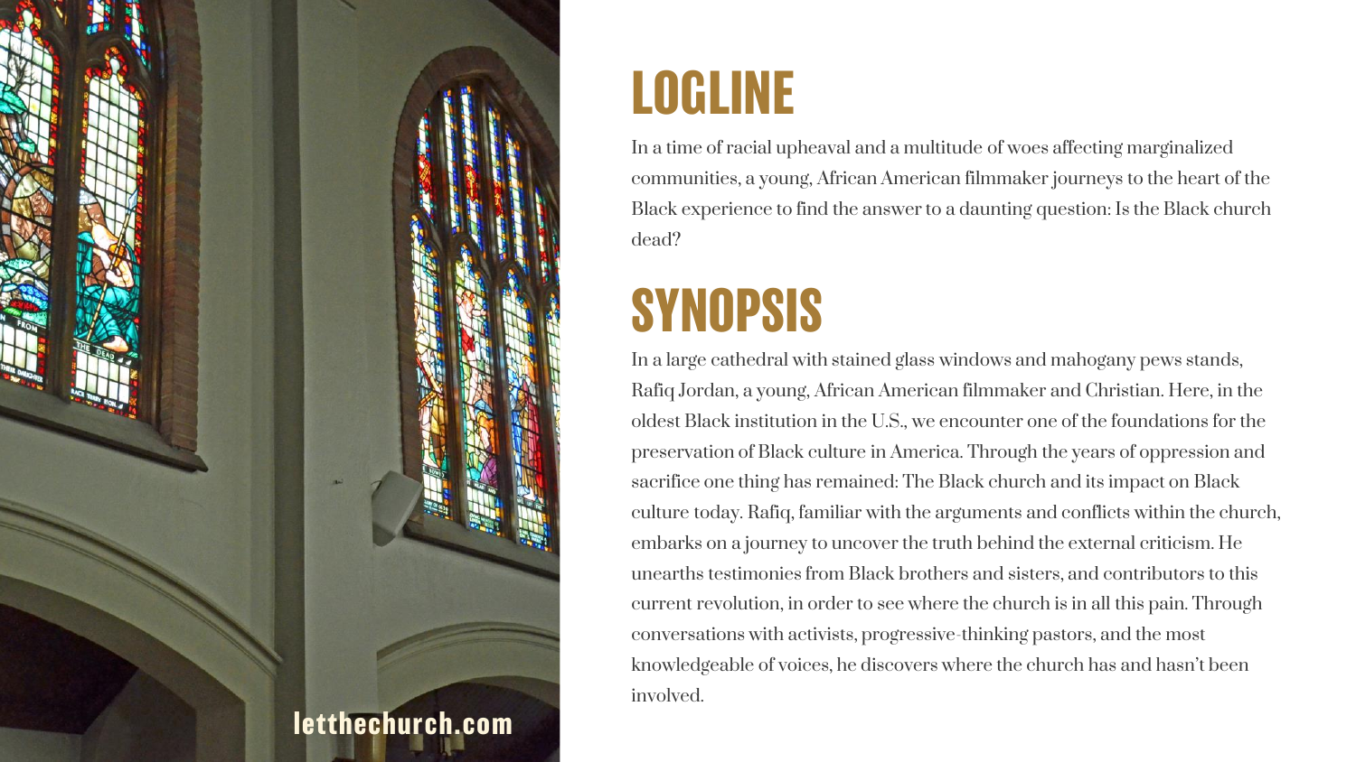letthechurch.com

# LOGLINE

In a time of racial upheaval and a multitude of woes affecting marginalized communities, a young, African American filmmaker journeys to the heart of the Black experience to find the answer to a daunting question: Is the Black church dead?

# SYNOPSIS

In a large cathedral with stained glass windows and mahogany pews stands, Rafiq Jordan, a young, African American filmmaker and Christian. Here, in the oldest Black institution in the U.S., we encounter one of the foundations for the preservation of Black culture in America. Through the years of oppression and sacrifice one thing has remained: The Black church and its impact on Black culture today. Rafiq, familiar with the arguments and conflicts within the church, embarks on a journey to uncover the truth behind the external criticism. He unearths testimonies from Black brothers and sisters, and contributors to this current revolution, in order to see where the church is in all this pain. Through conversations with activists, progressive-thinking pastors, and the most knowledgeable of voices, he discovers where the church has and hasn't been involved.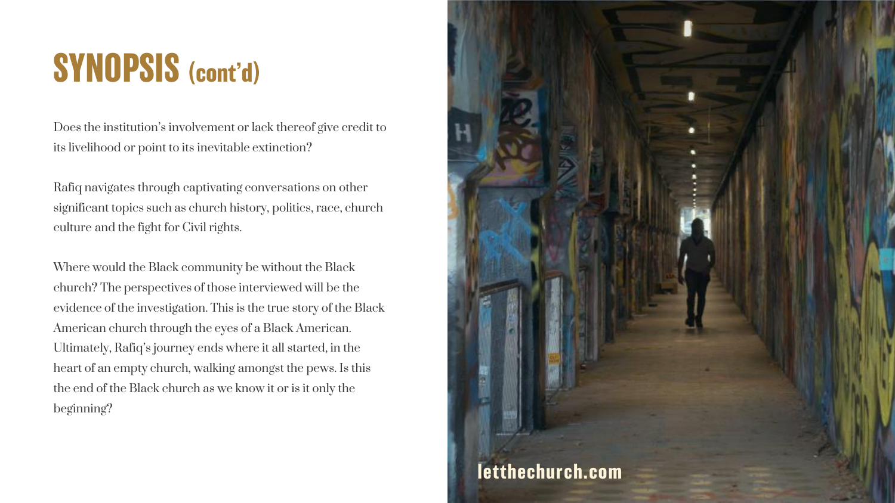# SYNOPSIS (cont'd)

Does the institution's involvement or lack thereof give credit to its livelihood or point to its inevitable extinction?

Rafiq navigates through captivating conversations on other significant topics such as church history, politics, race, church culture and the fight for Civil rights.

Where would the Black community be without the Black church? The perspectives of those interviewed will be the evidence of the investigation. This is the true story of the Black American church through the eyes of a Black American. Ultimately, Rafiq's journey ends where it all started, in the heart of an empty church, walking amongst the pews. Is this the end of the Black church as we know it or is it only the beginning?

letthechurch.com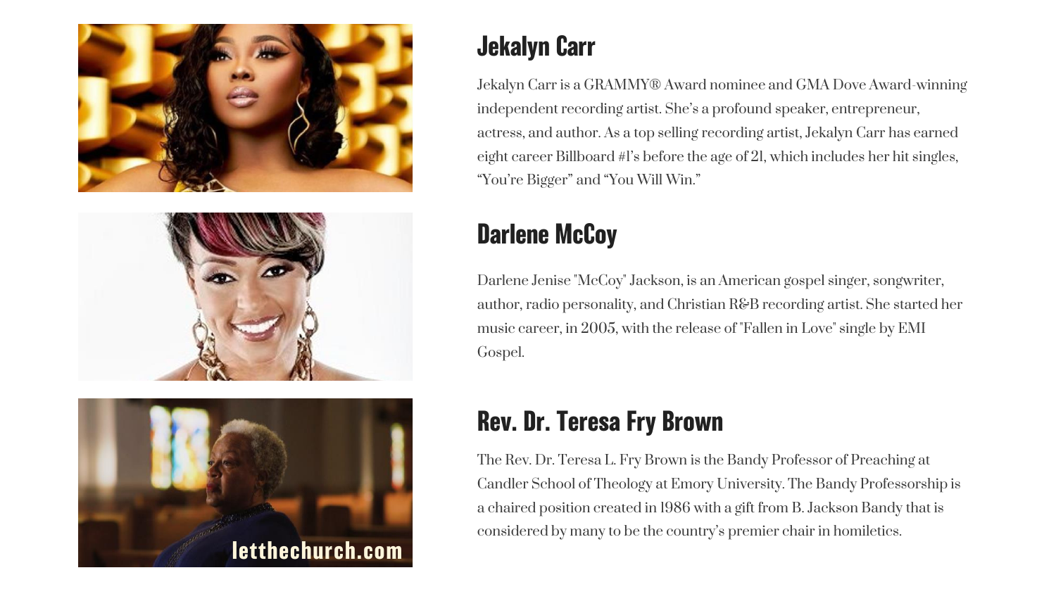## Jekalyn Carr

Jekalyn Carr is a GRAMMY® Award nominee and GMA Dove Award-winning independent recording artist. She's a profound speaker, entrepreneur, actress, and author. As a top selling recording artist, Jekalyn Carr has earned eight career Billboard #1's before the age of 21, which includes her hit singles, "You're Bigger" and "You Will Win."

## Darlene McCoy

Darlene Jenise "McCoy" Jackson, is an American gospel singer, songwriter, author, radio personality, and Christian R&B recording artist. She started her music career, in 2005, with the release of "Fallen in Love" single by EMI Gospel.

## Rev. Dr. Teresa Fry Brown

The Rev. Dr. Teresa L. Fry Brown is the Bandy Professor of Preaching at Candler School of Theology at Emory University. The Bandy Professorship is a chaired position created in 1986 with a gift from B. Jackson Bandy that is considered by many to be the country's premier chair in homiletics.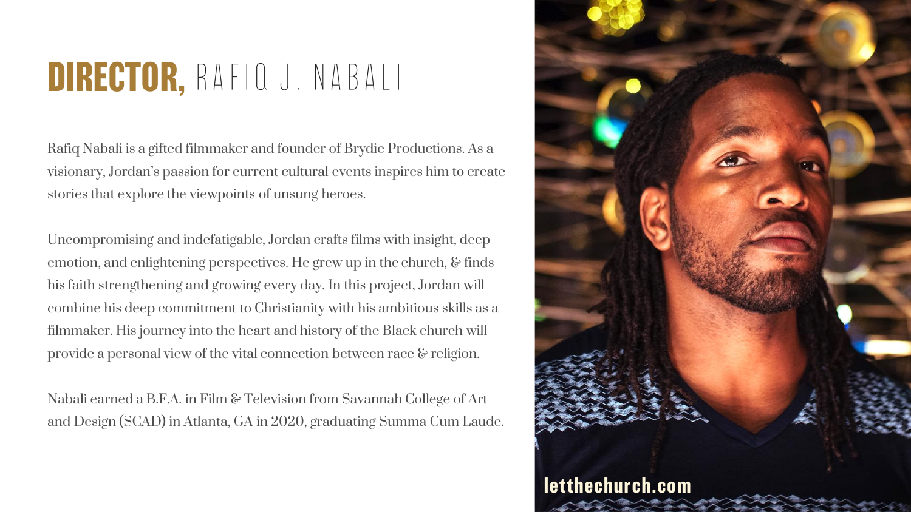# DIRECTOR, RAFIQ J. NABALI

Rafiq Nabali is a gifted filmmaker and founder of Brydie Productions. As a visionary, Jordan's passion for current cultural events inspires him to create stories that explore the viewpoints of unsung heroes.

Uncompromising and indefatigable, Jordan crafts films with insight, deep emotion, and enlightening perspectives. He grew up in the church, & finds his faith strengthening and growing every day. In this project, Jordan will combine his deep commitment to Christianity with his ambitious skills as a filmmaker. His journey into the heart and history of the Black church will provide a personal view of the vital connection between race & religion.

Nabali earned a B.F.A. in Film & Television from Savannah College of Art and Design (SCAD) in Atlanta, GA in 2020, graduating Summa Cum Laude.

letthechurch.com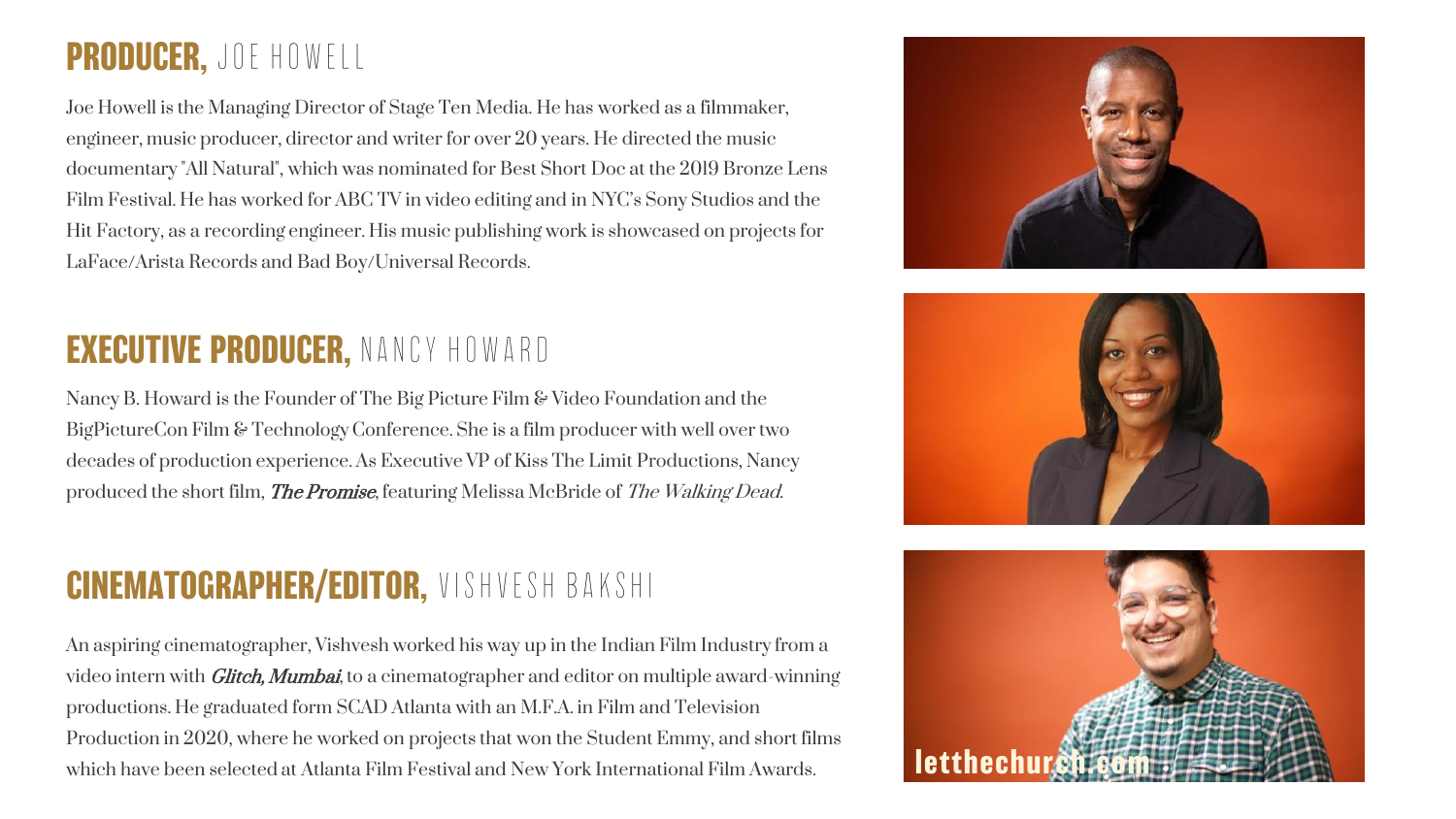## **PRODUCER,** JOE HOWELL

Joe Howell is the Managing Director of Stage Ten Media. He has worked as a filmmaker, engineer, music producer, director and writer for over 20 years. He directed the music documentary "All Natural", which was nominated for Best Short Doc at the 2019 Bronze Lens Film Festival. He has worked for ABC TV in video editing and in NYC's Sony Studios and the Hit Factory, as a recording engineer. His music publishing work is showcased on projects for LaFace/Arista Records and Bad Boy/Universal Records.

## **EXECUTIVE PRODUCER,** NANCY HOWARD

Nancy B. Howard is the Founder of The Big Picture Film & Video Foundation and the BigPictureCon Film & Technology Conference. She is a film producer with well over two decades of production experience. As Executive VP of Kiss The Limit Productions, Nancy produced the short film, ***The Promise***, featuring Melissa McBride of *The Walking Dead*.

## **CINEMATOGRAPHER/EDITOR,** VISHVESH BAKSHI

An aspiring cinematographer, Vishvesh worked his way up in the Indian Film Industry from a video intern with ***Glitch, Mumbai***, to a cinematographer and editor on multiple award-winning productions. He graduated form SCAD Atlanta with an M.F.A. in Film and Television Production in 2020, where he worked on projects that won the Student Emmy, and short films which have been selected at Atlanta Film Festival and New York International Film Awards.

letthechurch.com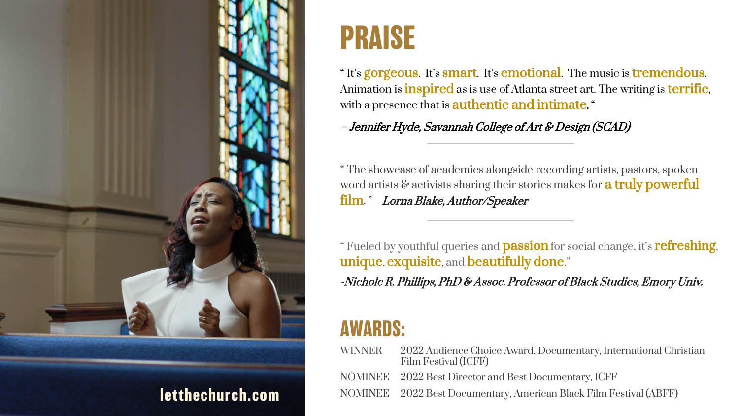letthechurch.com

# PRAISE

" It's **gorgeous**. It's **smart**. It's **emotional**. The music is **tremendous**. Animation is **inspired** as is use of Atlanta street art. The writing is **terrific**, with a presence that is **authentic and intimate**. "

*– Jennifer Hyde, Savannah College of Art & Design (SCAD)*

---

" The showcase of academics alongside recording artists, pastors, spoken word artists & activists sharing their stories makes for **a truly powerful film**. " *Lorna Blake, Author/Speaker*

---

" Fueled by youthful queries and **passion** for social change, it's **refreshing**, **unique**, **exquisite**, and **beautifully done**."

*-Nichole R. Phillips, PhD & Assoc. Professor of Black Studies, Emory Univ.*

# AWARDS:

| | |
|---|---|
| WINNER | 2022 Audience Choice Award, Documentary, International Christian Film Festival (ICFF) |
| NOMINEE | 2022 Best Director and Best Documentary, ICFF |
| NOMINEE | 2022 Best Documentary, American Black Film Festival (ABFF) |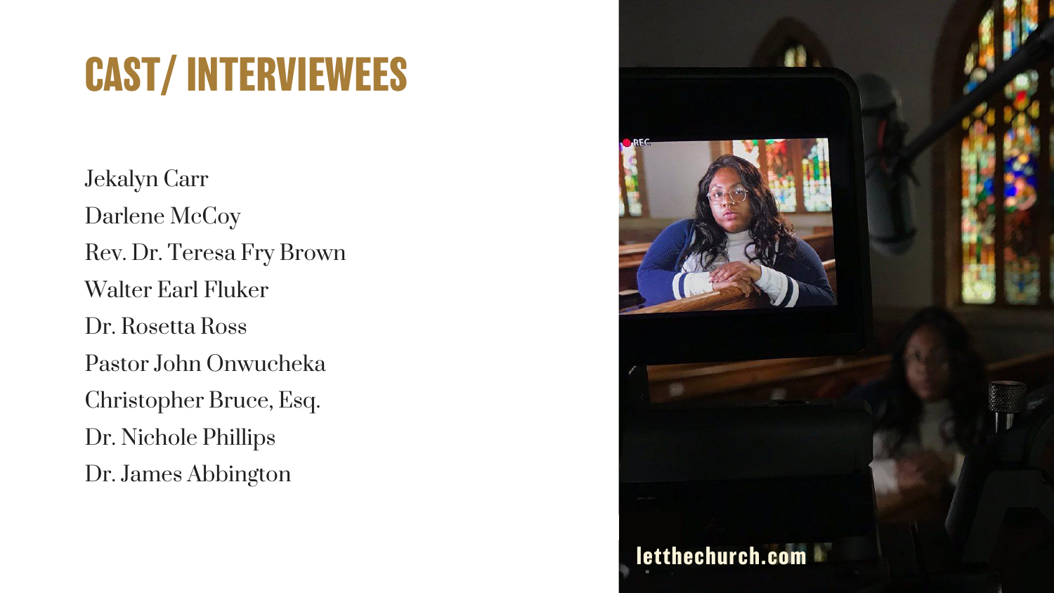# CAST/ INTERVIEWEES

Jekalyn Carr

Darlene McCoy

Rev. Dr. Teresa Fry Brown

Walter Earl Fluker

Dr. Rosetta Ross

Pastor John Onwucheka

Christopher Bruce, Esq.

Dr. Nichole Phillips

Dr. James Abbington

letthechurch.com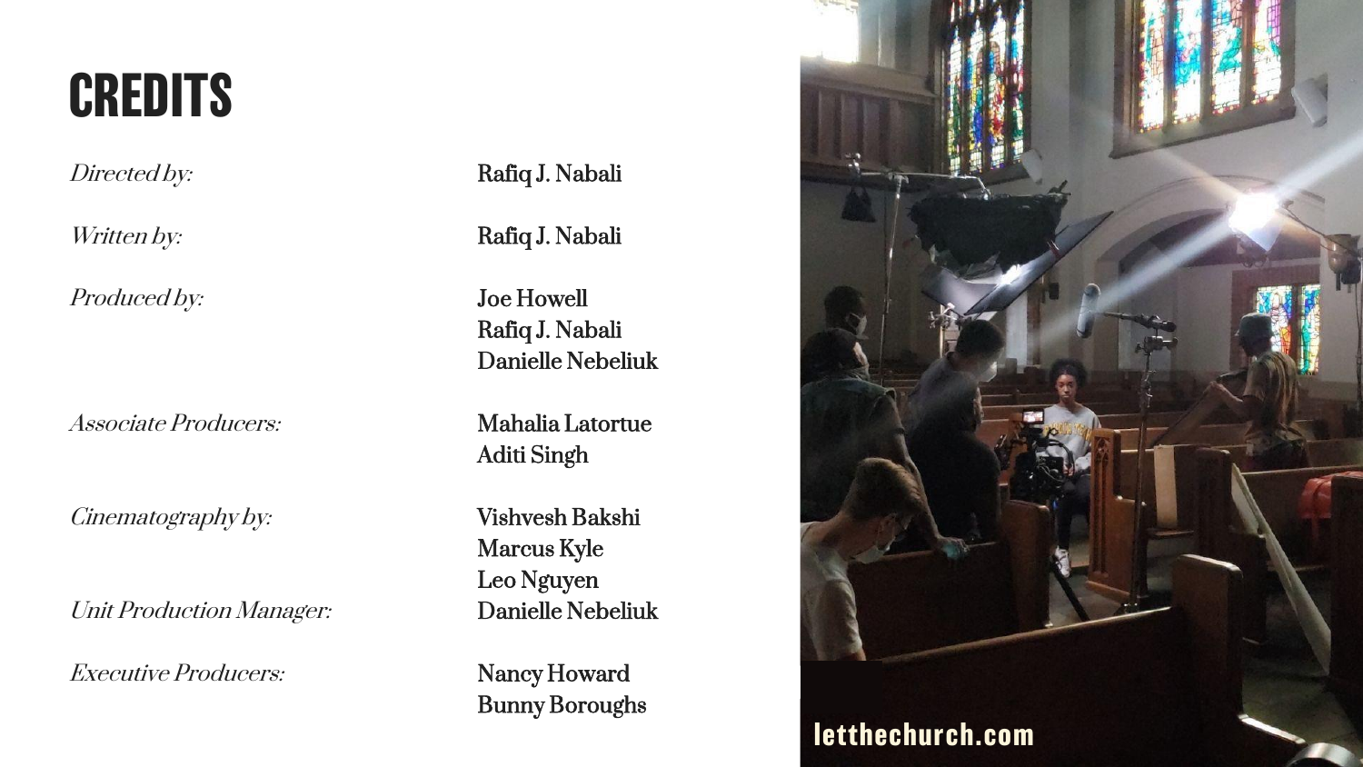# CREDITS

| | |
|---|---|
| *Directed by:* | Rafiq J. Nabali |
| *Written by:* | Rafiq J. Nabali |
| *Produced by:* | Joe Howell<br>Rafiq J. Nabali<br>Danielle Nebeliuk |
| *Associate Producers:* | Mahalia Latortue<br>Aditi Singh |
| *Cinematography by:* | Vishvesh Bakshi<br>Marcus Kyle<br>Leo Nguyen |
| *Unit Production Manager:* | Danielle Nebeliuk |
| *Executive Producers:* | Nancy Howard<br>Bunny Boroughs |

letthechurch.com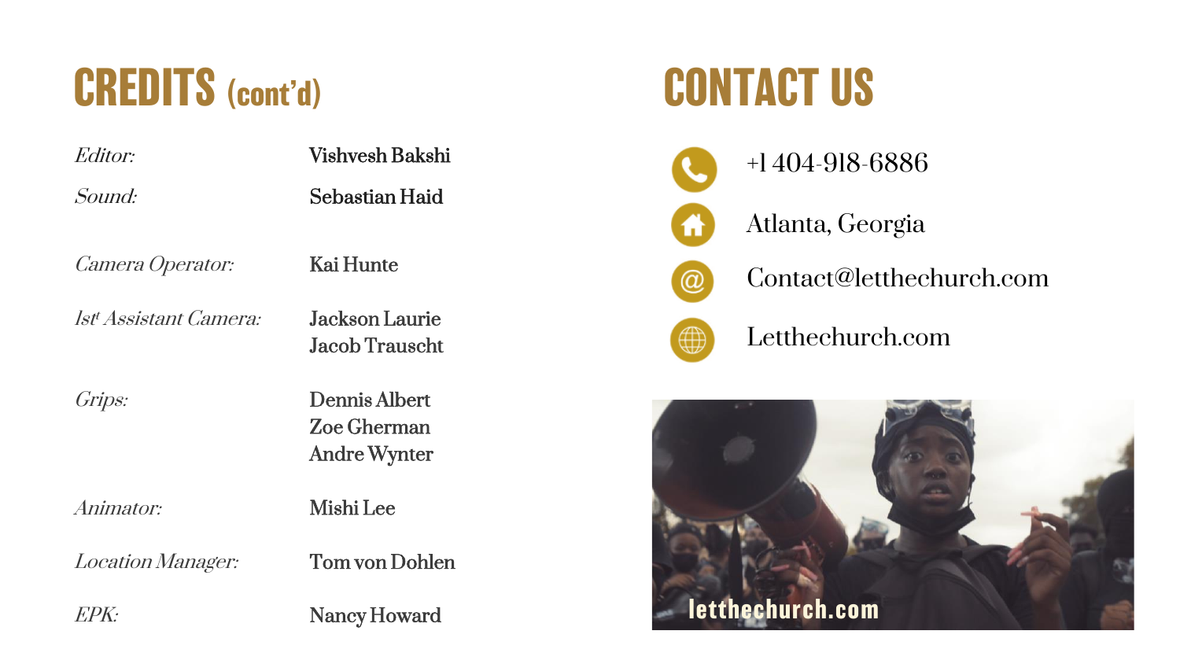# CREDITS (cont'd)

| | |
|---|---|
| *Editor:* | Vishvesh Bakshi |
| *Sound:* | Sebastian Haid |
| *Camera Operator:* | Kai Hunte |
| *1st Assistant Camera:* | Jackson Laurie<br>Jacob Trauscht |
| *Grips:* | Dennis Albert<br>Zoe Gherman<br>Andre Wynter |
| *Animator:* | Mishi Lee |
| *Location Manager:* | Tom von Dohlen |
| *EPK:* | Nancy Howard |

# CONTACT US

+1 404-918-6886

Atlanta, Georgia

Contact@letthechurch.com

Letthechurch.com

letthechurch.com